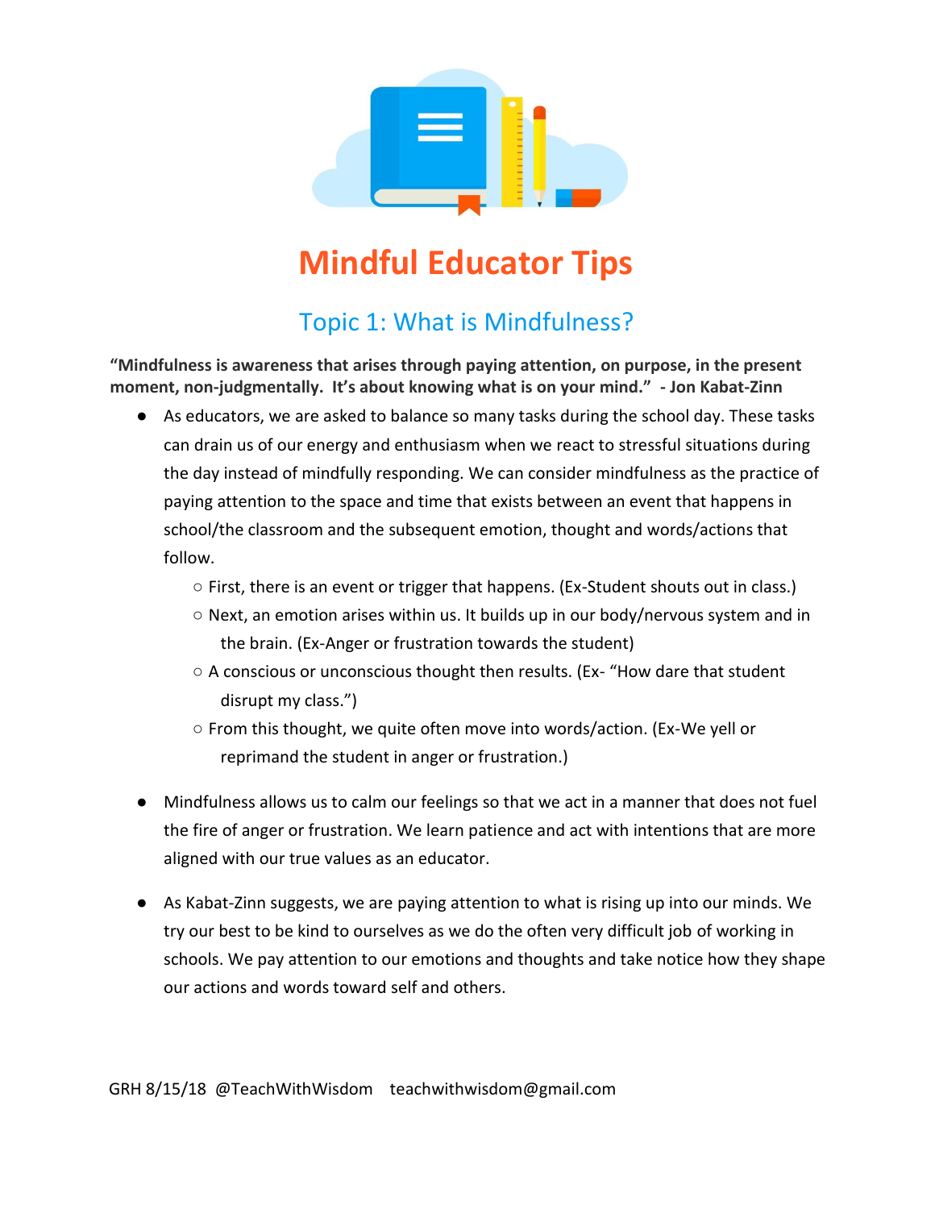# Mindful Educator Tips

## Topic 1: What is Mindfulness?

**"Mindfulness is awareness that arises through paying attention, on purpose, in the present moment, non-judgmentally. It's about knowing what is on your mind." - Jon Kabat-Zinn**

- As educators, we are asked to balance so many tasks during the school day. These tasks can drain us of our energy and enthusiasm when we react to stressful situations during the day instead of mindfully responding. We can consider mindfulness as the practice of paying attention to the space and time that exists between an event that happens in school/the classroom and the subsequent emotion, thought and words/actions that follow.
  - First, there is an event or trigger that happens. (Ex-Student shouts out in class.)
  - Next, an emotion arises within us. It builds up in our body/nervous system and in the brain. (Ex-Anger or frustration towards the student)
  - A conscious or unconscious thought then results. (Ex- "How dare that student disrupt my class.")
  - From this thought, we quite often move into words/action. (Ex-We yell or reprimand the student in anger or frustration.)

- Mindfulness allows us to calm our feelings so that we act in a manner that does not fuel the fire of anger or frustration. We learn patience and act with intentions that are more aligned with our true values as an educator.

- As Kabat-Zinn suggests, we are paying attention to what is rising up into our minds. We try our best to be kind to ourselves as we do the often very difficult job of working in schools. We pay attention to our emotions and thoughts and take notice how they shape our actions and words toward self and others.

GRH 8/15/18 @TeachWithWisdom teachwithwisdom@gmail.com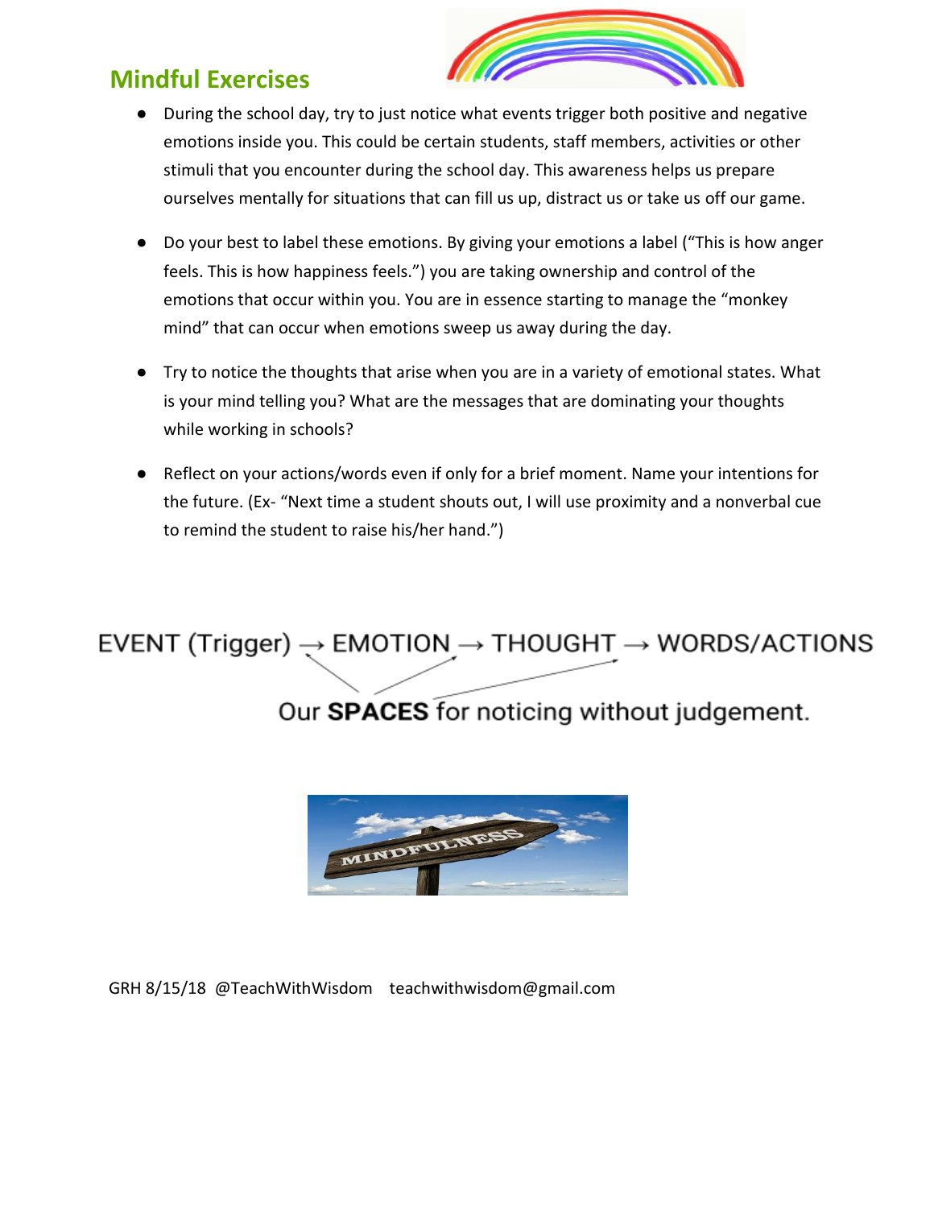## Mindful Exercises

- During the school day, try to just notice what events trigger both positive and negative emotions inside you. This could be certain students, staff members, activities or other stimuli that you encounter during the school day. This awareness helps us prepare ourselves mentally for situations that can fill us up, distract us or take us off our game.
- Do your best to label these emotions. By giving your emotions a label ("This is how anger feels. This is how happiness feels.") you are taking ownership and control of the emotions that occur within you. You are in essence starting to manage the "monkey mind" that can occur when emotions sweep us away during the day.
- Try to notice the thoughts that arise when you are in a variety of emotional states. What is your mind telling you? What are the messages that are dominating your thoughts while working in schools?
- Reflect on your actions/words even if only for a brief moment. Name your intentions for the future. (Ex- "Next time a student shouts out, I will use proximity and a nonverbal cue to remind the student to raise his/her hand.")

EVENT (Trigger) → EMOTION → THOUGHT → WORDS/ACTIONS

Our **SPACES** for noticing without judgement.

GRH 8/15/18 @TeachWithWisdom teachwithwisdom@gmail.com